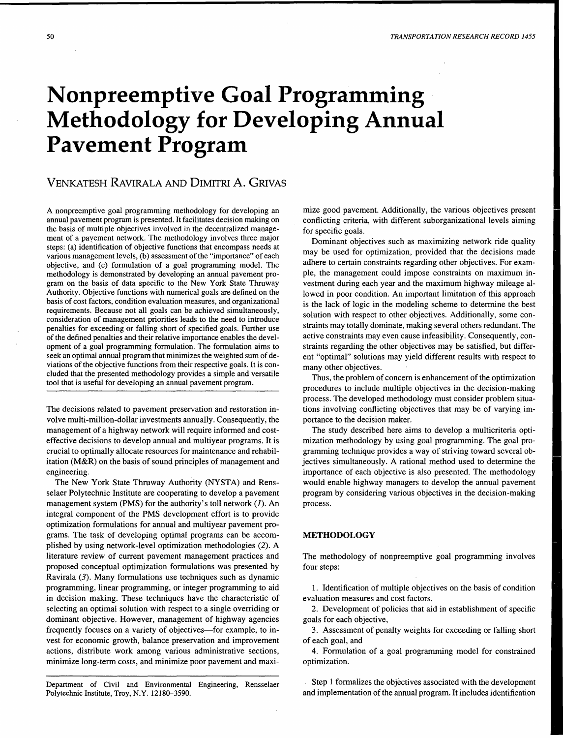# Nonpreemptive Goal Programming Methodology for Developing Annual Pavement Program

VENKATESH RAVIRALA AND DIMITRI A. GRIVAS

A nonpreemptive goal programming methodology for developing an annual pavement program is presented. It facilitates decision making on the basis of multiple objectives involved in the decentralized management of a pavement network. The methodology involves three major steps: (a) identification of objective functions that encompass needs at various management levels, (b) assessment of the "importance" of each objective, and (c) formulation of a goal programming model. The methodology is demonstrated by developing an annual pavement program on the basis of data specific to the New York State Thruway Authority. Objective functions with numerical goals are defined on the basis of cost factors, condition evaluation measures, and organizational requirements. Because not all goals can be achieved simultaneously, consideration of management priorities leads to the need to introduce penalties for exceeding or falling short of specified goals. Further use of the defined penalties and their relative importance enables the development of a goal programming formulation. The formulation aims to seek an optimal annual program that minimizes the weighted sum of deviations of the objective functions from their respective goals. It is concluded that the presented methodology provides a simple and versatile tool that is useful for developing an annual pavement program.

The decisions related to pavement preservation and restoration involve multi-million-dollar investments annually. Consequently, the management of a highway network will require informed and cost-effective decisions to develop annual and multiyear programs. It is crucial to optimally allocate resources for maintenance and rehabilitation (M&R) on the basis of sound principles of management and engineering.

The New York State Thruway Authority (NYSTA) and Rensselaer Polytechnic Institute are cooperating to develop a pavement management system (PMS) for the authority's toll network (*1*). An integral component of the PMS development effort is to provide optimization formulations for annual and multiyear pavement programs. The task of developing optimal programs can be accomplished by using network-level optimization methodologies (*2*). A literature review of current pavement management practices and proposed conceptual optimization formulations was presented by Ravirala (*3*). Many formulations use techniques such as dynamic programming, linear programming, or integer programming to aid in decision making. These techniques have the characteristic of selecting an optimal solution with respect to a single overriding or dominant objective. However, management of highway agencies frequently focuses on a variety of objectives—for example, to invest for economic growth, balance preservation and improvement actions, distribute work among various administrative sections, minimize long-term costs, and minimize poor pavement and maximize good pavement. Additionally, the various objectives present conflicting criteria, with different suborganizational levels aiming for specific goals.

Dominant objectives such as maximizing network ride quality may be used for optimization, provided that the decisions made adhere to certain constraints regarding other objectives. For example, the management could impose constraints on maximum investment during each year and the maximum highway mileage allowed in poor condition. An important limitation of this approach is the lack of logic in the modeling scheme to determine the best solution with respect to other objectives. Additionally, some constraints may totally dominate, making several others redundant. The active constraints may even cause infeasibility. Consequently, constraints regarding the other objectives may be satisfied, but different "optimal" solutions may yield different results with respect to many other objectives.

Thus, the problem of concern is enhancement of the optimization procedures to include multiple objectives in the decision-making process. The developed methodology must consider problem situations involving conflicting objectives that may be of varying importance to the decision maker.

The study described here aims to develop a multicriteria optimization methodology by using goal programming. The goal programming technique provides a way of striving toward several objectives simultaneously. A rational method used to determine the importance of each objective is also presented. The methodology would enable highway managers to develop the annual pavement program by considering various objectives in the decision-making process.

## METHODOLOGY

The methodology of nonpreemptive goal programming involves four steps:

1. Identification of multiple objectives on the basis of condition evaluation measures and cost factors,
2. Development of policies that aid in establishment of specific goals for each objective,
3. Assessment of penalty weights for exceeding or falling short of each goal, and
4. Formulation of a goal programming model for constrained optimization.

Step 1 formalizes the objectives associated with the development and implementation of the annual program. It includes identification

Department of Civil and Environmental Engineering, Rensselaer Polytechnic Institute, Troy, N.Y. 12180–3590.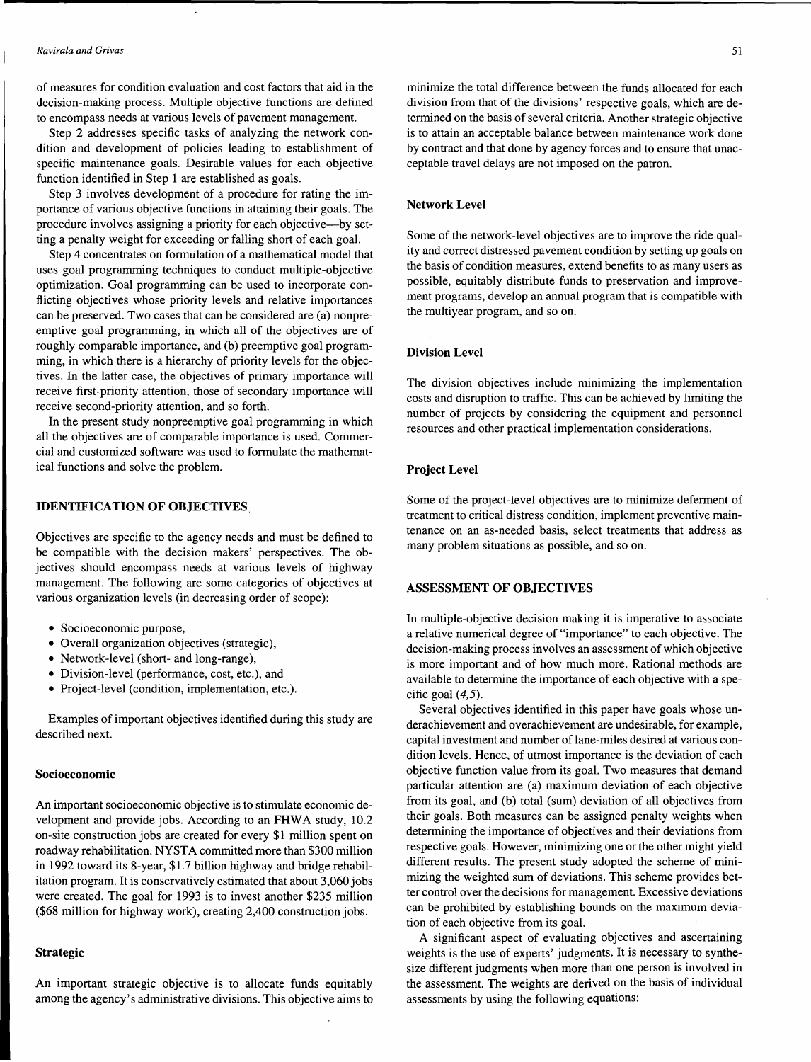of measures for condition evaluation and cost factors that aid in the decision-making process. Multiple objective functions are defined to encompass needs at various levels of pavement management.

Step 2 addresses specific tasks of analyzing the network condition and development of policies leading to establishment of specific maintenance goals. Desirable values for each objective function identified in Step 1 are established as goals.

Step 3 involves development of a procedure for rating the importance of various objective functions in attaining their goals. The procedure involves assigning a priority for each objective—by setting a penalty weight for exceeding or falling short of each goal.

Step 4 concentrates on formulation of a mathematical model that uses goal programming techniques to conduct multiple-objective optimization. Goal programming can be used to incorporate conflicting objectives whose priority levels and relative importances can be preserved. Two cases that can be considered are (a) nonpreemptive goal programming, in which all of the objectives are of roughly comparable importance, and (b) preemptive goal programming, in which there is a hierarchy of priority levels for the objectives. In the latter case, the objectives of primary importance will receive first-priority attention, those of secondary importance will receive second-priority attention, and so forth.

In the present study nonpreemptive goal programming in which all the objectives are of comparable importance is used. Commercial and customized software was used to formulate the mathematical functions and solve the problem.

## IDENTIFICATION OF OBJECTIVES

Objectives are specific to the agency needs and must be defined to be compatible with the decision makers' perspectives. The objectives should encompass needs at various levels of highway management. The following are some categories of objectives at various organization levels (in decreasing order of scope):

- Socioeconomic purpose,
- Overall organization objectives (strategic),
- Network-level (short- and long-range),
- Division-level (performance, cost, etc.), and
- Project-level (condition, implementation, etc.).

Examples of important objectives identified during this study are described next.

### Socioeconomic

An important socioeconomic objective is to stimulate economic development and provide jobs. According to an FHWA study, 10.2 on-site construction jobs are created for every $1 million spent on roadway rehabilitation. NYSTA committed more than $300 million in 1992 toward its 8-year, $1.7 billion highway and bridge rehabilitation program. It is conservatively estimated that about 3,060 jobs were created. The goal for 1993 is to invest another $235 million ($68 million for highway work), creating 2,400 construction jobs.

### Strategic

An important strategic objective is to allocate funds equitably among the agency's administrative divisions. This objective aims to minimize the total difference between the funds allocated for each division from that of the divisions' respective goals, which are determined on the basis of several criteria. Another strategic objective is to attain an acceptable balance between maintenance work done by contract and that done by agency forces and to ensure that unacceptable travel delays are not imposed on the patron.

### Network Level

Some of the network-level objectives are to improve the ride quality and correct distressed pavement condition by setting up goals on the basis of condition measures, extend benefits to as many users as possible, equitably distribute funds to preservation and improvement programs, develop an annual program that is compatible with the multiyear program, and so on.

### Division Level

The division objectives include minimizing the implementation costs and disruption to traffic. This can be achieved by limiting the number of projects by considering the equipment and personnel resources and other practical implementation considerations.

### Project Level

Some of the project-level objectives are to minimize deferment of treatment to critical distress condition, implement preventive maintenance on an as-needed basis, select treatments that address as many problem situations as possible, and so on.

## ASSESSMENT OF OBJECTIVES

In multiple-objective decision making it is imperative to associate a relative numerical degree of "importance" to each objective. The decision-making process involves an assessment of which objective is more important and of how much more. Rational methods are available to determine the importance of each objective with a specific goal (*4,5*).

Several objectives identified in this paper have goals whose underachievement and overachievement are undesirable, for example, capital investment and number of lane-miles desired at various condition levels. Hence, of utmost importance is the deviation of each objective function value from its goal. Two measures that demand particular attention are (a) maximum deviation of each objective from its goal, and (b) total (sum) deviation of all objectives from their goals. Both measures can be assigned penalty weights when determining the importance of objectives and their deviations from respective goals. However, minimizing one or the other might yield different results. The present study adopted the scheme of minimizing the weighted sum of deviations. This scheme provides better control over the decisions for management. Excessive deviations can be prohibited by establishing bounds on the maximum deviation of each objective from its goal.

A significant aspect of evaluating objectives and ascertaining weights is the use of experts' judgments. It is necessary to synthesize different judgments when more than one person is involved in the assessment. The weights are derived on the basis of individual assessments by using the following equations: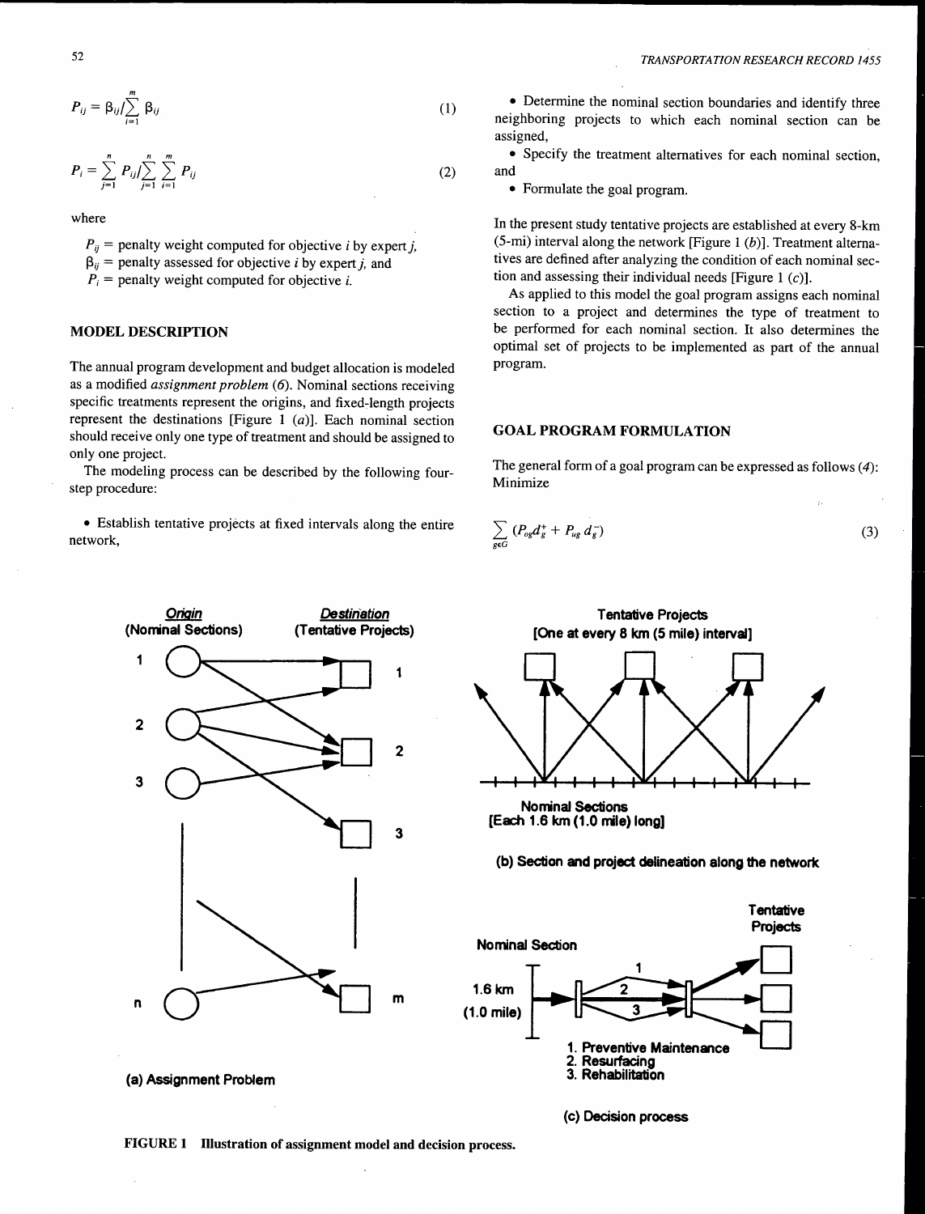$$P_{ij} = \beta_{ij}/\sum_{i=1}^{m} \beta_{ij} \tag{1}$$

$$P_i = \sum_{j=1}^{n} P_{ij}/\sum_{j=1}^{n}\sum_{i=1}^{m} P_{ij} \tag{2}$$

where

$P_{ij}$ = penalty weight computed for objective $i$ by expert $j$,
$\beta_{ij}$ = penalty assessed for objective $i$ by expert $j$, and
$P_i$ = penalty weight computed for objective $i$.

## MODEL DESCRIPTION

The annual program development and budget allocation is modeled as a modified *assignment problem* (*6*). Nominal sections receiving specific treatments represent the origins, and fixed-length projects represent the destinations [Figure 1 (*a*)]. Each nominal section should receive only one type of treatment and should be assigned to only one project.

The modeling process can be described by the following four-step procedure:

- Establish tentative projects at fixed intervals along the entire network,
- Determine the nominal section boundaries and identify three neighboring projects to which each nominal section can be assigned,
- Specify the treatment alternatives for each nominal section, and
- Formulate the goal program.

In the present study tentative projects are established at every 8-km (5-mi) interval along the network [Figure 1 (*b*)]. Treatment alternatives are defined after analyzing the condition of each nominal section and assessing their individual needs [Figure 1 (*c*)].

As applied to this model the goal program assigns each nominal section to a project and determines the type of treatment to be performed for each nominal section. It also determines the optimal set of projects to be implemented as part of the annual program.

## GOAL PROGRAM FORMULATION

The general form of a goal program can be expressed as follows (*4*): Minimize

$$\sum_{g \in G} (P_{og} d_g^+ + P_{ug} d_g^-) \tag{3}$$

Origin (Nominal Sections) — Destination (Tentative Projects)

(a) Assignment Problem

Tentative Projects [One at every 8 km (5 mile) interval]

Nominal Sections [Each 1.6 km (1.0 mile) long]

(b) Section and project delineation along the network

Nominal Section 1.6 km (1.0 mile) — Tentative Projects

1. Preventive Maintenance
2. Resurfacing
3. Rehabilitation

(c) Decision process

**FIGURE 1 Illustration of assignment model and decision process.**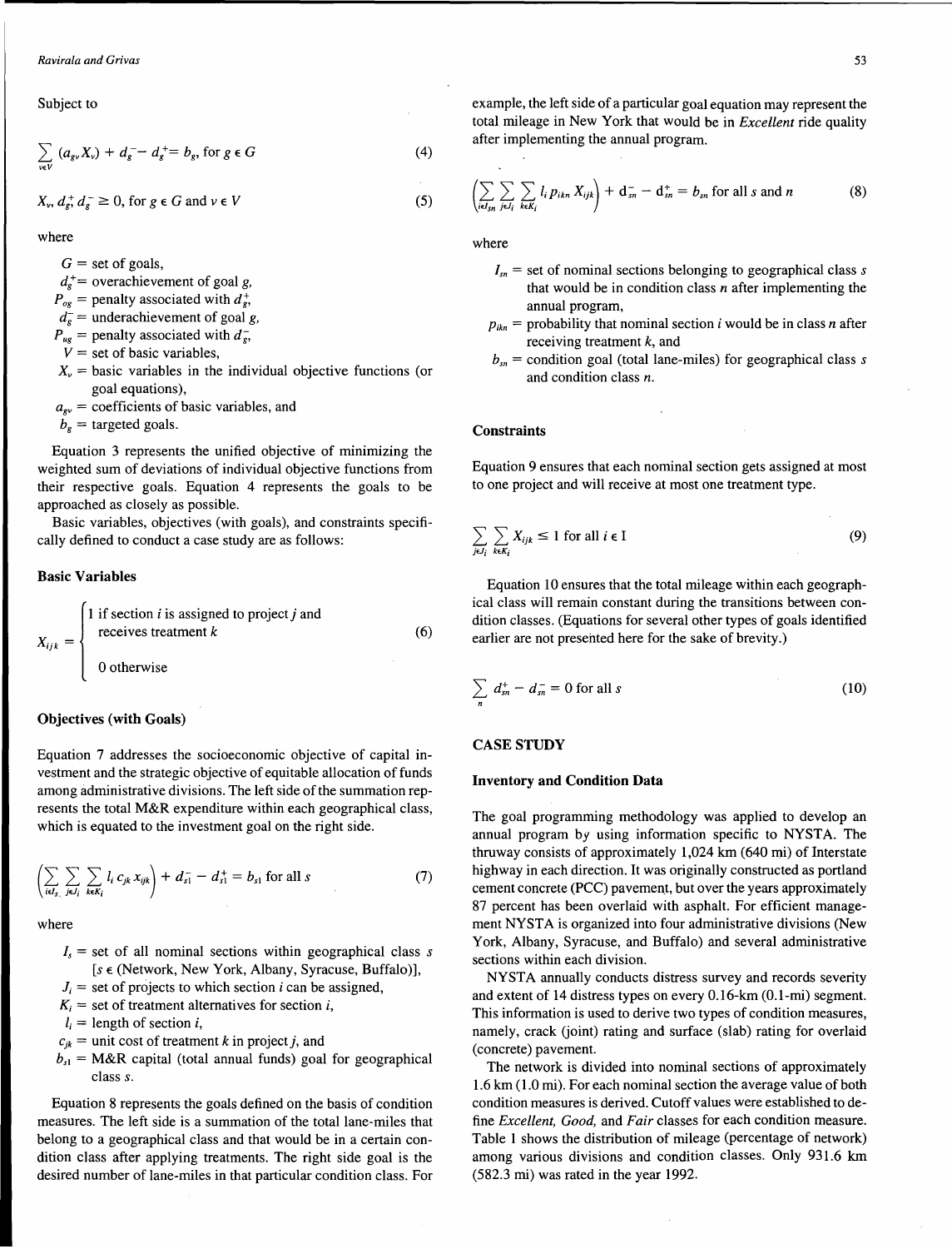Subject to

$$\sum_{v \in V} (a_{gv} X_v) + d_g^- - d_g^+ = b_g, \text{ for } g \in G \tag{4}$$

$$X_v, d_g^+, d_g^- \geq 0, \text{ for } g \in G \text{ and } v \in V \tag{5}$$

where

- $G$ = set of goals,
- $d_g^+$ = overachievement of goal $g$,
- $P_{og}$ = penalty associated with $d_g^+$,
- $d_g^-$ = underachievement of goal $g$,
- $P_{ug}$ = penalty associated with $d_g^-$,
- $V$ = set of basic variables,
- $X_v$ = basic variables in the individual objective functions (or goal equations),
- $a_{gv}$ = coefficients of basic variables, and
- $b_g$ = targeted goals.

Equation 3 represents the unified objective of minimizing the weighted sum of deviations of individual objective functions from their respective goals. Equation 4 represents the goals to be approached as closely as possible.

Basic variables, objectives (with goals), and constraints specifically defined to conduct a case study are as follows:

### Basic Variables

$$X_{ijk} = \begin{cases} 1 \text{ if section } i \text{ is assigned to project } j \text{ and receives treatment } k \\ 0 \text{ otherwise} \end{cases} \tag{6}$$

### Objectives (with Goals)

Equation 7 addresses the socioeconomic objective of capital investment and the strategic objective of equitable allocation of funds among administrative divisions. The left side of the summation represents the total M&R expenditure within each geographical class, which is equated to the investment goal on the right side.

$$\left( \sum_{i \in I_s} \sum_{j \in J_i} \sum_{k \in K_i} l_i c_{jk} x_{ijk} \right) + d_{s1}^- - d_{s1}^+ = b_{s1} \text{ for all } s \tag{7}$$

where

- $I_s$ = set of all nominal sections within geographical class $s$ [$s \in$ (Network, New York, Albany, Syracuse, Buffalo)],
- $J_i$ = set of projects to which section $i$ can be assigned,
- $K_i$ = set of treatment alternatives for section $i$,
- $l_i$ = length of section $i$,
- $c_{jk}$ = unit cost of treatment $k$ in project $j$, and
- $b_{s1}$ = M&R capital (total annual funds) goal for geographical class $s$.

Equation 8 represents the goals defined on the basis of condition measures. The left side is a summation of the total lane-miles that belong to a geographical class and that would be in a certain condition class after applying treatments. The right side goal is the desired number of lane-miles in that particular condition class. For example, the left side of a particular goal equation may represent the total mileage in New York that would be in *Excellent* ride quality after implementing the annual program.

$$\left( \sum_{i \in I_{sn}} \sum_{j \in J_i} \sum_{k \in K_i} l_i p_{ikn} X_{ijk} \right) + d_{sn}^- - d_{sn}^+ = b_{sn} \text{ for all } s \text{ and } n \tag{8}$$

where

- $I_{sn}$ = set of nominal sections belonging to geographical class $s$ that would be in condition class $n$ after implementing the annual program,
- $p_{ikn}$ = probability that nominal section $i$ would be in class $n$ after receiving treatment $k$, and
- $b_{sn}$ = condition goal (total lane-miles) for geographical class $s$ and condition class $n$.

### Constraints

Equation 9 ensures that each nominal section gets assigned at most to one project and will receive at most one treatment type.

$$\sum_{j \in J_i} \sum_{k \in K_i} X_{ijk} \leq 1 \text{ for all } i \in I \tag{9}$$

Equation 10 ensures that the total mileage within each geographical class will remain constant during the transitions between condition classes. (Equations for several other types of goals identified earlier are not presented here for the sake of brevity.)

$$\sum_n d_{sn}^+ - d_{sn}^- = 0 \text{ for all } s \tag{10}$$

## CASE STUDY

### Inventory and Condition Data

The goal programming methodology was applied to develop an annual program by using information specific to NYSTA. The thruway consists of approximately 1,024 km (640 mi) of Interstate highway in each direction. It was originally constructed as portland cement concrete (PCC) pavement, but over the years approximately 87 percent has been overlaid with asphalt. For efficient management NYSTA is organized into four administrative divisions (New York, Albany, Syracuse, and Buffalo) and several administrative sections within each division.

NYSTA annually conducts distress survey and records severity and extent of 14 distress types on every 0.16-km (0.1-mi) segment. This information is used to derive two types of condition measures, namely, crack (joint) rating and surface (slab) rating for overlaid (concrete) pavement.

The network is divided into nominal sections of approximately 1.6 km (1.0 mi). For each nominal section the average value of both condition measures is derived. Cutoff values were established to define *Excellent*, *Good*, and *Fair* classes for each condition measure. Table 1 shows the distribution of mileage (percentage of network) among various divisions and condition classes. Only 931.6 km (582.3 mi) was rated in the year 1992.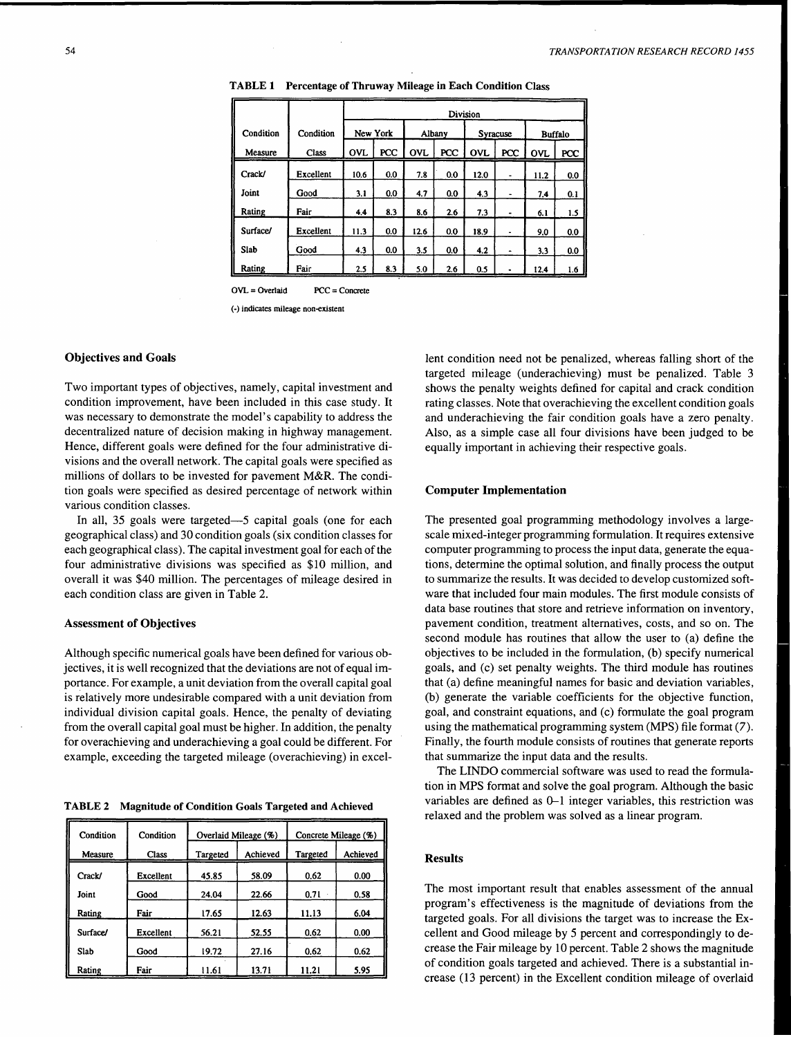**TABLE 1 Percentage of Thruway Mileage in Each Condition Class**

| Condition | Condition | Division | | | | | | | |
|---|---|---|---|---|---|---|---|---|---|
| | | New York | | Albany | | Syracuse | | Buffalo | |
| Measure | Class | OVL | PCC | OVL | PCC | OVL | PCC | OVL | PCC |
| Crack/ | Excellent | 10.6 | 0.0 | 7.8 | 0.0 | 12.0 | - | 11.2 | 0.0 |
| Joint | Good | 3.1 | 0.0 | 4.7 | 0.0 | 4.3 | - | 7.4 | 0.1 |
| Rating | Fair | 4.4 | 8.3 | 8.6 | 2.6 | 7.3 | - | 6.1 | 1.5 |
| Surface/ | Excellent | 11.3 | 0.0 | 12.6 | 0.0 | 18.9 | - | 9.0 | 0.0 |
| Slab | Good | 4.3 | 0.0 | 3.5 | 0.0 | 4.2 | - | 3.3 | 0.0 |
| Rating | Fair | 2.5 | 8.3 | 5.0 | 2.6 | 0.5 | - | 12.4 | 1.6 |

OVL = Overlaid PCC = Concrete

(-) indicates mileage non-existent

### Objectives and Goals

Two important types of objectives, namely, capital investment and condition improvement, have been included in this case study. It was necessary to demonstrate the model's capability to address the decentralized nature of decision making in highway management. Hence, different goals were defined for the four administrative divisions and the overall network. The capital goals were specified as millions of dollars to be invested for pavement M&R. The condition goals were specified as desired percentage of network within various condition classes.

In all, 35 goals were targeted—5 capital goals (one for each geographical class) and 30 condition goals (six condition classes for each geographical class). The capital investment goal for each of the four administrative divisions was specified as $10 million, and overall it was $40 million. The percentages of mileage desired in each condition class are given in Table 2.

### Assessment of Objectives

Although specific numerical goals have been defined for various objectives, it is well recognized that the deviations are not of equal importance. For example, a unit deviation from the overall capital goal is relatively more undesirable compared with a unit deviation from individual division capital goals. Hence, the penalty of deviating from the overall capital goal must be higher. In addition, the penalty for overachieving and underachieving a goal could be different. For example, exceeding the targeted mileage (overachieving) in excellent condition need not be penalized, whereas falling short of the targeted mileage (underachieving) must be penalized. Table 3 shows the penalty weights defined for capital and crack condition rating classes. Note that overachieving the excellent condition goals and underachieving the fair condition goals have a zero penalty. Also, as a simple case all four divisions have been judged to be equally important in achieving their respective goals.

**TABLE 2 Magnitude of Condition Goals Targeted and Achieved**

| Condition | Condition | Overlaid Mileage (%) | | Concrete Mileage (%) | |
|---|---|---|---|---|---|
| Measure | Class | Targeted | Achieved | Targeted | Achieved |
| Crack/ | Excellent | 45.85 | 58.09 | 0.62 | 0.00 |
| Joint | Good | 24.04 | 22.66 | 0.71 | 0.58 |
| Rating | Fair | 17.65 | 12.63 | 11.13 | 6.04 |
| Surface/ | Excellent | 56.21 | 52.55 | 0.62 | 0.00 |
| Slab | Good | 19.72 | 27.16 | 0.62 | 0.62 |
| Rating | Fair | 11.61 | 13.71 | 11.21 | 5.95 |

### Computer Implementation

The presented goal programming methodology involves a large-scale mixed-integer programming formulation. It requires extensive computer programming to process the input data, generate the equations, determine the optimal solution, and finally process the output to summarize the results. It was decided to develop customized software that included four main modules. The first module consists of data base routines that store and retrieve information on inventory, pavement condition, treatment alternatives, costs, and so on. The second module has routines that allow the user to (a) define the objectives to be included in the formulation, (b) specify numerical goals, and (c) set penalty weights. The third module has routines that (a) define meaningful names for basic and deviation variables, (b) generate the variable coefficients for the objective function, goal, and constraint equations, and (c) formulate the goal program using the mathematical programming system (MPS) file format (*7*). Finally, the fourth module consists of routines that generate reports that summarize the input data and the results.

The LINDO commercial software was used to read the formulation in MPS format and solve the goal program. Although the basic variables are defined as 0–1 integer variables, this restriction was relaxed and the problem was solved as a linear program.

### Results

The most important result that enables assessment of the annual program's effectiveness is the magnitude of deviations from the targeted goals. For all divisions the target was to increase the Excellent and Good mileage by 5 percent and correspondingly to decrease the Fair mileage by 10 percent. Table 2 shows the magnitude of condition goals targeted and achieved. There is a substantial increase (13 percent) in the Excellent condition mileage of overlaid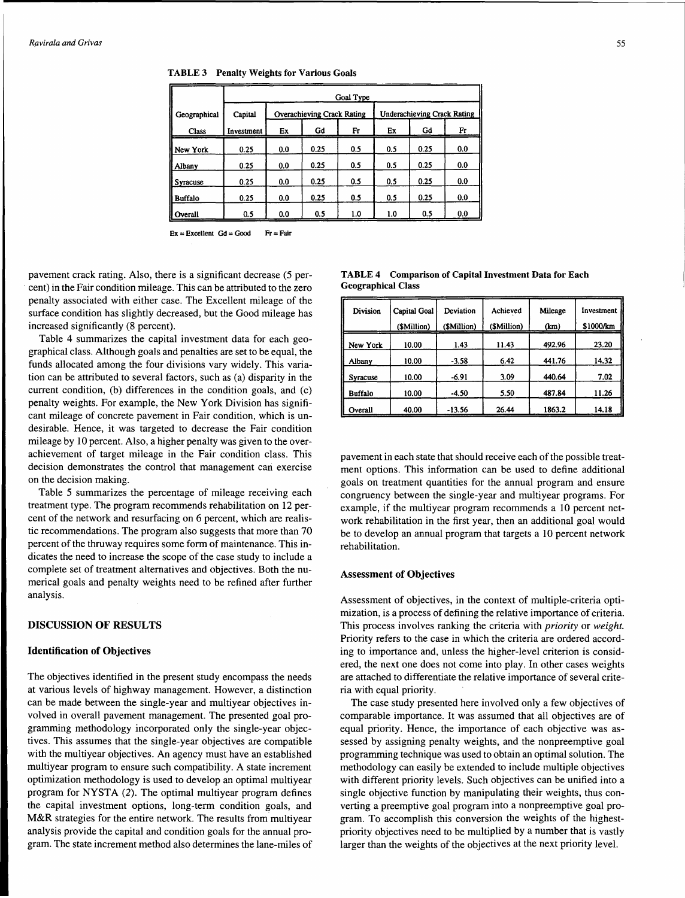**TABLE 3 Penalty Weights for Various Goals**

| Geographical Class | Capital Investment | Overachieving Crack Rating | | | Underachieving Crack Rating | | |
|---|---|---|---|---|---|---|---|
| | | Ex | Gd | Fr | Ex | Gd | Fr |
| New York | 0.25 | 0.0 | 0.25 | 0.5 | 0.5 | 0.25 | 0.0 |
| Albany | 0.25 | 0.0 | 0.25 | 0.5 | 0.5 | 0.25 | 0.0 |
| Syracuse | 0.25 | 0.0 | 0.25 | 0.5 | 0.5 | 0.25 | 0.0 |
| Buffalo | 0.25 | 0.0 | 0.25 | 0.5 | 0.5 | 0.25 | 0.0 |
| Overall | 0.5 | 0.0 | 0.5 | 1.0 | 1.0 | 0.5 | 0.0 |

Ex = Excellent Gd = Good Fr = Fair

pavement crack rating. Also, there is a significant decrease (5 percent) in the Fair condition mileage. This can be attributed to the zero penalty associated with either case. The Excellent mileage of the surface condition has slightly decreased, but the Good mileage has increased significantly (8 percent).

Table 4 summarizes the capital investment data for each geographical class. Although goals and penalties are set to be equal, the funds allocated among the four divisions vary widely. This variation can be attributed to several factors, such as (a) disparity in the current condition, (b) differences in the condition goals, and (c) penalty weights. For example, the New York Division has significant mileage of concrete pavement in Fair condition, which is undesirable. Hence, it was targeted to decrease the Fair condition mileage by 10 percent. Also, a higher penalty was given to the overachievement of target mileage in the Fair condition class. This decision demonstrates the control that management can exercise on the decision making.

Table 5 summarizes the percentage of mileage receiving each treatment type. The program recommends rehabilitation on 12 percent of the network and resurfacing on 6 percent, which are realistic recommendations. The program also suggests that more than 70 percent of the thruway requires some form of maintenance. This indicates the need to increase the scope of the case study to include a complete set of treatment alternatives and objectives. Both the numerical goals and penalty weights need to be refined after further analysis.

**TABLE 4 Comparison of Capital Investment Data for Each Geographical Class**

| Division | Capital Goal ($Million) | Deviation ($Million) | Achieved ($Million) | Mileage (km) | Investment $1000/km |
|---|---|---|---|---|---|
| New York | 10.00 | 1.43 | 11.43 | 492.96 | 23.20 |
| Albany | 10.00 | -3.58 | 6.42 | 441.76 | 14.32 |
| Syracuse | 10.00 | -6.91 | 3.09 | 440.64 | 7.02 |
| Buffalo | 10.00 | -4.50 | 5.50 | 487.84 | 11.26 |
| Overall | 40.00 | -13.56 | 26.44 | 1863.2 | 14.18 |

## DISCUSSION OF RESULTS

### Identification of Objectives

The objectives identified in the present study encompass the needs at various levels of highway management. However, a distinction can be made between the single-year and multiyear objectives involved in overall pavement management. The presented goal programming methodology incorporated only the single-year objectives. This assumes that the single-year objectives are compatible with the multiyear objectives. An agency must have an established multiyear program to ensure such compatibility. A state increment optimization methodology is used to develop an optimal multiyear program for NYSTA (2). The optimal multiyear program defines the capital investment options, long-term condition goals, and M&R strategies for the entire network. The results from multiyear analysis provide the capital and condition goals for the annual program. The state increment method also determines the lane-miles of pavement in each state that should receive each of the possible treatment options. This information can be used to define additional goals on treatment quantities for the annual program and ensure congruency between the single-year and multiyear programs. For example, if the multiyear program recommends a 10 percent network rehabilitation in the first year, then an additional goal would be to develop an annual program that targets a 10 percent network rehabilitation.

### Assessment of Objectives

Assessment of objectives, in the context of multiple-criteria optimization, is a process of defining the relative importance of criteria. This process involves ranking the criteria with *priority* or *weight.* Priority refers to the case in which the criteria are ordered according to importance and, unless the higher-level criterion is considered, the next one does not come into play. In other cases weights are attached to differentiate the relative importance of several criteria with equal priority.

The case study presented here involved only a few objectives of comparable importance. It was assumed that all objectives are of equal priority. Hence, the importance of each objective was assessed by assigning penalty weights, and the nonpreemptive goal programming technique was used to obtain an optimal solution. The methodology can easily be extended to include multiple objectives with different priority levels. Such objectives can be unified into a single objective function by manipulating their weights, thus converting a preemptive goal program into a nonpreemptive goal program. To accomplish this conversion the weights of the highest-priority objectives need to be multiplied by a number that is vastly larger than the weights of the objectives at the next priority level.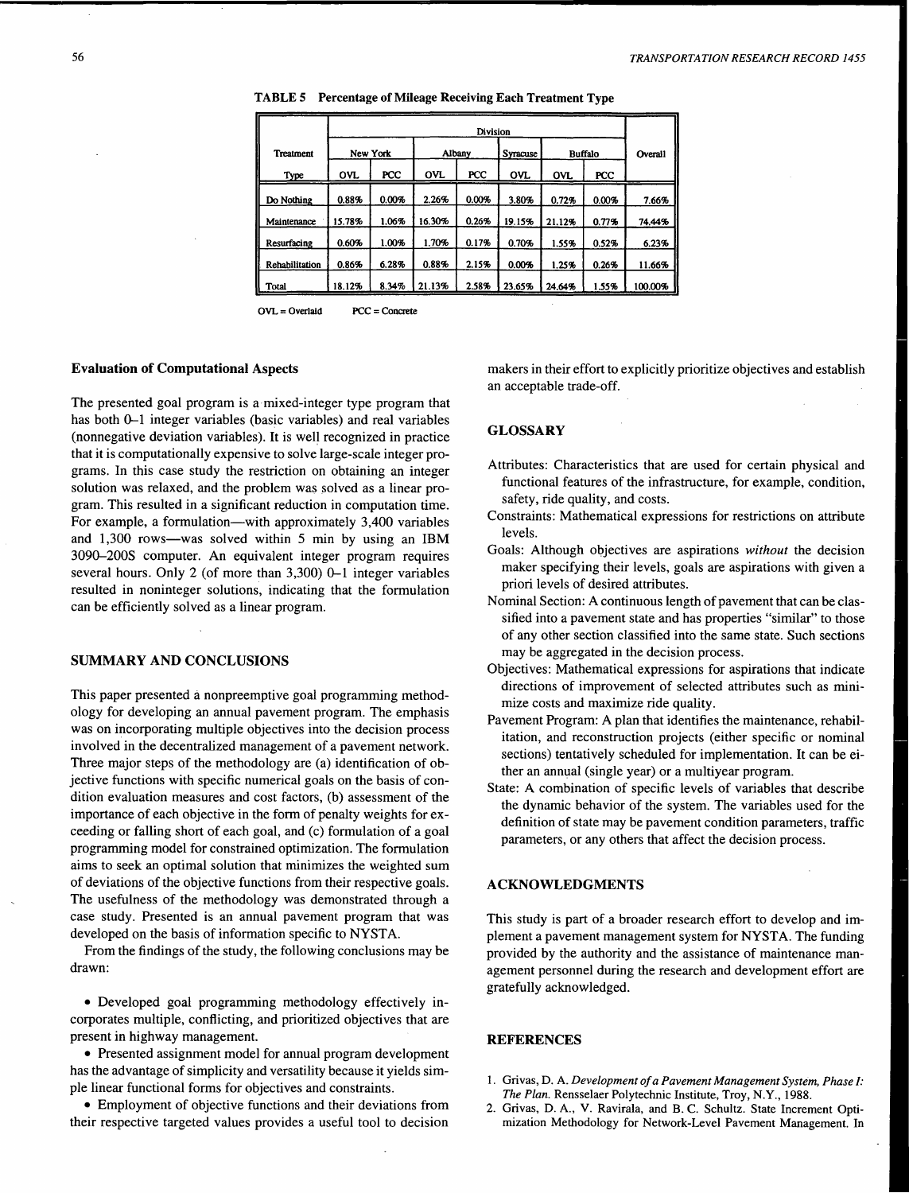**TABLE 5 Percentage of Mileage Receiving Each Treatment Type**

| Treatment Type | Division | | | | | | | Overall |
|---|---|---|---|---|---|---|---|---|
| | New York | | Albany | | Syracuse | Buffalo | | |
| | OVL | PCC | OVL | PCC | OVL | OVL | PCC | |
| Do Nothing | 0.88% | 0.00% | 2.26% | 0.00% | 3.80% | 0.72% | 0.00% | 7.66% |
| Maintenance | 15.78% | 1.06% | 16.30% | 0.26% | 19.15% | 21.12% | 0.77% | 74.44% |
| Resurfacing | 0.60% | 1.00% | 1.70% | 0.17% | 0.70% | 1.55% | 0.52% | 6.23% |
| Rehabilitation | 0.86% | 6.28% | 0.88% | 2.15% | 0.00% | 1.25% | 0.26% | 11.66% |
| Total | 18.12% | 8.34% | 21.13% | 2.58% | 23.65% | 24.64% | 1.55% | 100.00% |

OVL = Overlaid PCC = Concrete

### Evaluation of Computational Aspects

The presented goal program is a mixed-integer type program that has both 0–1 integer variables (basic variables) and real variables (nonnegative deviation variables). It is well recognized in practice that it is computationally expensive to solve large-scale integer programs. In this case study the restriction on obtaining an integer solution was relaxed, and the problem was solved as a linear program. This resulted in a significant reduction in computation time. For example, a formulation—with approximately 3,400 variables and 1,300 rows—was solved within 5 min by using an IBM 3090–200S computer. An equivalent integer program requires several hours. Only 2 (of more than 3,300) 0–1 integer variables resulted in noninteger solutions, indicating that the formulation can be efficiently solved as a linear program.

## SUMMARY AND CONCLUSIONS

This paper presented a nonpreemptive goal programming methodology for developing an annual pavement program. The emphasis was on incorporating multiple objectives into the decision process involved in the decentralized management of a pavement network. Three major steps of the methodology are (a) identification of objective functions with specific numerical goals on the basis of condition evaluation measures and cost factors, (b) assessment of the importance of each objective in the form of penalty weights for exceeding or falling short of each goal, and (c) formulation of a goal programming model for constrained optimization. The formulation aims to seek an optimal solution that minimizes the weighted sum of deviations of the objective functions from their respective goals. The usefulness of the methodology was demonstrated through a case study. Presented is an annual pavement program that was developed on the basis of information specific to NYSTA.

From the findings of the study, the following conclusions may be drawn:

- Developed goal programming methodology effectively incorporates multiple, conflicting, and prioritized objectives that are present in highway management.
- Presented assignment model for annual program development has the advantage of simplicity and versatility because it yields simple linear functional forms for objectives and constraints.
- Employment of objective functions and their deviations from their respective targeted values provides a useful tool to decision makers in their effort to explicitly prioritize objectives and establish an acceptable trade-off.

## GLOSSARY

Attributes: Characteristics that are used for certain physical and functional features of the infrastructure, for example, condition, safety, ride quality, and costs.

Constraints: Mathematical expressions for restrictions on attribute levels.

Goals: Although objectives are aspirations *without* the decision maker specifying their levels, goals are aspirations with given a priori levels of desired attributes.

Nominal Section: A continuous length of pavement that can be classified into a pavement state and has properties "similar" to those of any other section classified into the same state. Such sections may be aggregated in the decision process.

Objectives: Mathematical expressions for aspirations that indicate directions of improvement of selected attributes such as minimize costs and maximize ride quality.

Pavement Program: A plan that identifies the maintenance, rehabilitation, and reconstruction projects (either specific or nominal sections) tentatively scheduled for implementation. It can be either an annual (single year) or a multiyear program.

State: A combination of specific levels of variables that describe the dynamic behavior of the system. The variables used for the definition of state may be pavement condition parameters, traffic parameters, or any others that affect the decision process.

## ACKNOWLEDGMENTS

This study is part of a broader research effort to develop and implement a pavement management system for NYSTA. The funding provided by the authority and the assistance of maintenance management personnel during the research and development effort are gratefully acknowledged.

## REFERENCES

1. Grivas, D. A. *Development of a Pavement Management System, Phase I: The Plan.* Rensselaer Polytechnic Institute, Troy, N.Y., 1988.
2. Grivas, D. A., V. Ravirala, and B. C. Schultz. State Increment Optimization Methodology for Network-Level Pavement Management. In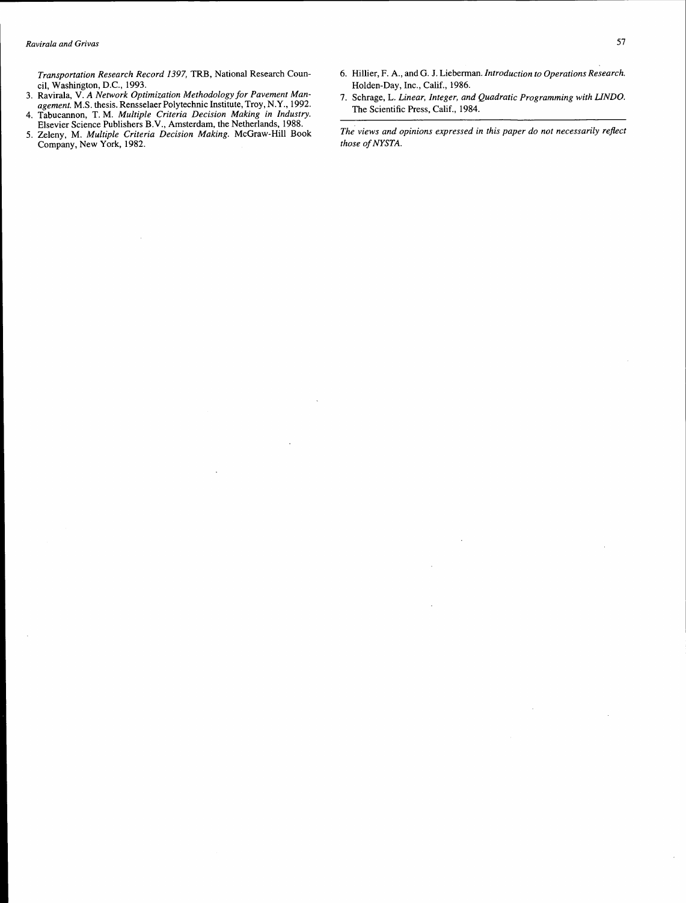*Transportation Research Record 1397,* TRB, National Research Council, Washington, D.C., 1993.

3. Ravirala, V. *A Network Optimization Methodology for Pavement Management.* M.S. thesis. Rensselaer Polytechnic Institute, Troy, N.Y., 1992.
4. Tabucannon, T. M. *Multiple Criteria Decision Making in Industry.* Elsevier Science Publishers B.V., Amsterdam, the Netherlands, 1988.
5. Zeleny, M. *Multiple Criteria Decision Making.* McGraw-Hill Book Company, New York, 1982.
6. Hillier, F. A., and G. J. Lieberman. *Introduction to Operations Research.* Holden-Day, Inc., Calif., 1986.
7. Schrage, L. *Linear, Integer, and Quadratic Programming with LINDO.* The Scientific Press, Calif., 1984.

---

*The views and opinions expressed in this paper do not necessarily reflect those of NYSTA.*